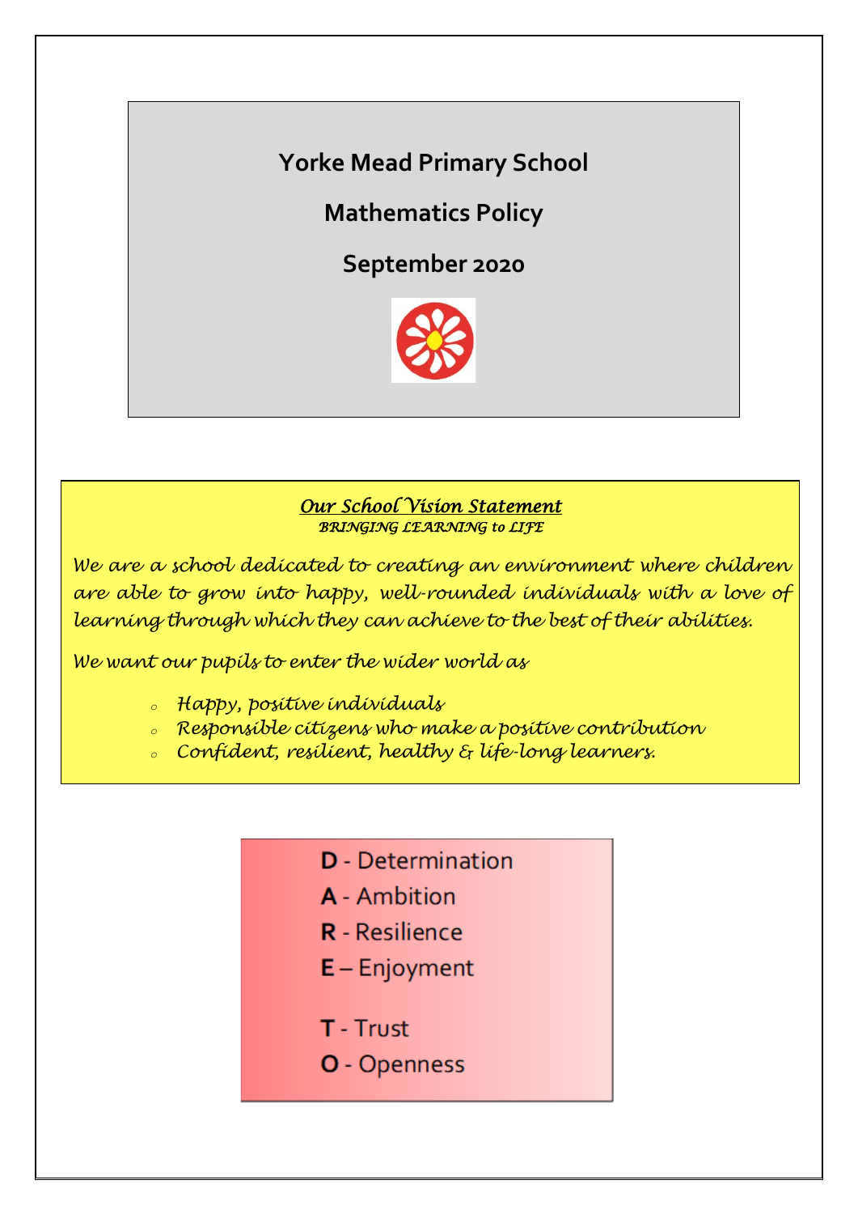# Yorke Mead Primary School

## Mathematics Policy

## September 2020

***Our School Vision Statement***

*BRINGING LEARNING to LIFE*

*We are a school dedicated to creating an environment where children are able to grow into happy, well-rounded individuals with a love of learning through which they can achieve to the best of their abilities.*

*We want our pupils to enter the wider world as*

- *Happy, positive individuals*
- *Responsible citizens who make a positive contribution*
- *Confident, resilient, healthy & life-long learners.*

**D** - Determination
**A** - Ambition
**R** - Resilience
**E** – Enjoyment

**T** - Trust
**O** - Openness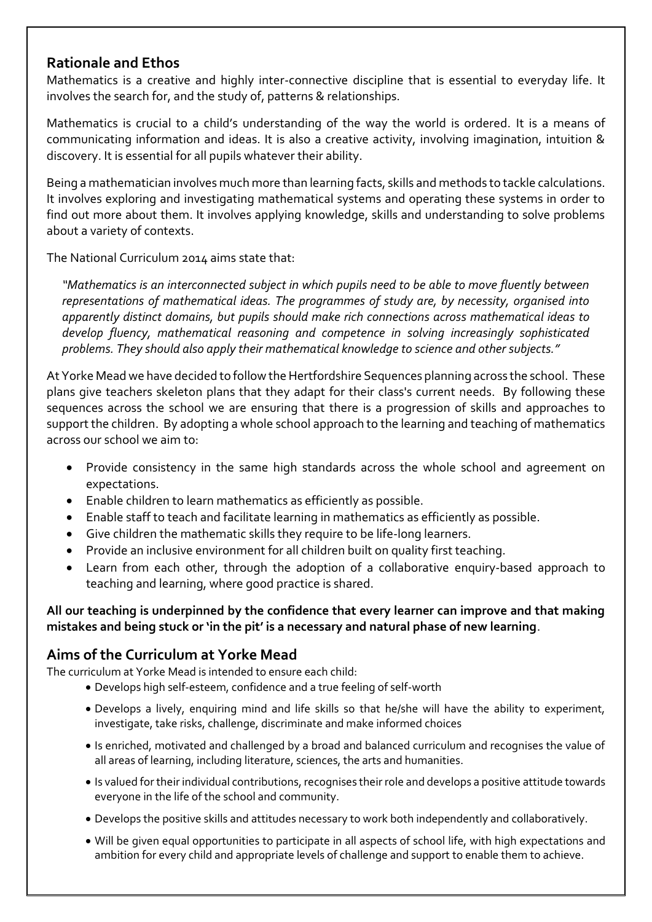## Rationale and Ethos

Mathematics is a creative and highly inter-connective discipline that is essential to everyday life. It involves the search for, and the study of, patterns & relationships.

Mathematics is crucial to a child's understanding of the way the world is ordered. It is a means of communicating information and ideas. It is also a creative activity, involving imagination, intuition & discovery. It is essential for all pupils whatever their ability.

Being a mathematician involves much more than learning facts, skills and methods to tackle calculations. It involves exploring and investigating mathematical systems and operating these systems in order to find out more about them. It involves applying knowledge, skills and understanding to solve problems about a variety of contexts.

The National Curriculum 2014 aims state that:

> *"Mathematics is an interconnected subject in which pupils need to be able to move fluently between representations of mathematical ideas. The programmes of study are, by necessity, organised into apparently distinct domains, but pupils should make rich connections across mathematical ideas to develop fluency, mathematical reasoning and competence in solving increasingly sophisticated problems. They should also apply their mathematical knowledge to science and other subjects."*

At Yorke Mead we have decided to follow the Hertfordshire Sequences planning across the school. These plans give teachers skeleton plans that they adapt for their class's current needs. By following these sequences across the school we are ensuring that there is a progression of skills and approaches to support the children. By adopting a whole school approach to the learning and teaching of mathematics across our school we aim to:

- Provide consistency in the same high standards across the whole school and agreement on expectations.
- Enable children to learn mathematics as efficiently as possible.
- Enable staff to teach and facilitate learning in mathematics as efficiently as possible.
- Give children the mathematic skills they require to be life-long learners.
- Provide an inclusive environment for all children built on quality first teaching.
- Learn from each other, through the adoption of a collaborative enquiry-based approach to teaching and learning, where good practice is shared.

**All our teaching is underpinned by the confidence that every learner can improve and that making mistakes and being stuck or 'in the pit' is a necessary and natural phase of new learning**.

## Aims of the Curriculum at Yorke Mead

The curriculum at Yorke Mead is intended to ensure each child:

- Develops high self-esteem, confidence and a true feeling of self-worth
- Develops a lively, enquiring mind and life skills so that he/she will have the ability to experiment, investigate, take risks, challenge, discriminate and make informed choices
- Is enriched, motivated and challenged by a broad and balanced curriculum and recognises the value of all areas of learning, including literature, sciences, the arts and humanities.
- Is valued for their individual contributions, recognises their role and develops a positive attitude towards everyone in the life of the school and community.
- Develops the positive skills and attitudes necessary to work both independently and collaboratively.
- Will be given equal opportunities to participate in all aspects of school life, with high expectations and ambition for every child and appropriate levels of challenge and support to enable them to achieve.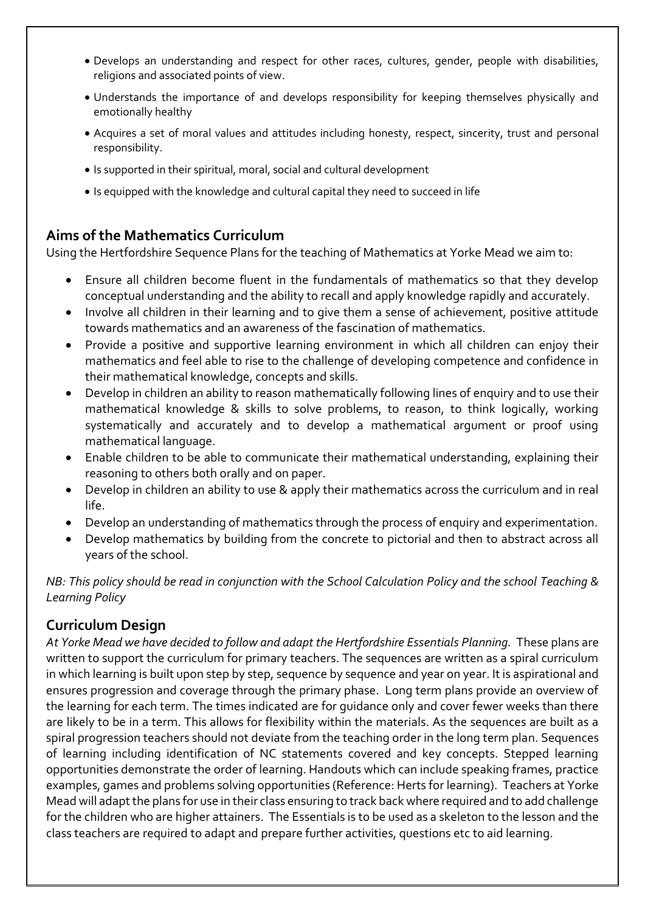- Develops an understanding and respect for other races, cultures, gender, people with disabilities, religions and associated points of view.
- Understands the importance of and develops responsibility for keeping themselves physically and emotionally healthy
- Acquires a set of moral values and attitudes including honesty, respect, sincerity, trust and personal responsibility.
- Is supported in their spiritual, moral, social and cultural development
- Is equipped with the knowledge and cultural capital they need to succeed in life

## Aims of the Mathematics Curriculum

Using the Hertfordshire Sequence Plans for the teaching of Mathematics at Yorke Mead we aim to:

- Ensure all children become fluent in the fundamentals of mathematics so that they develop conceptual understanding and the ability to recall and apply knowledge rapidly and accurately.
- Involve all children in their learning and to give them a sense of achievement, positive attitude towards mathematics and an awareness of the fascination of mathematics.
- Provide a positive and supportive learning environment in which all children can enjoy their mathematics and feel able to rise to the challenge of developing competence and confidence in their mathematical knowledge, concepts and skills.
- Develop in children an ability to reason mathematically following lines of enquiry and to use their mathematical knowledge & skills to solve problems, to reason, to think logically, working systematically and accurately and to develop a mathematical argument or proof using mathematical language.
- Enable children to be able to communicate their mathematical understanding, explaining their reasoning to others both orally and on paper.
- Develop in children an ability to use & apply their mathematics across the curriculum and in real life.
- Develop an understanding of mathematics through the process of enquiry and experimentation.
- Develop mathematics by building from the concrete to pictorial and then to abstract across all years of the school.

*NB: This policy should be read in conjunction with the School Calculation Policy and the school Teaching & Learning Policy*

## Curriculum Design

*At Yorke Mead we have decided to follow and adapt the Hertfordshire Essentials Planning.* These plans are written to support the curriculum for primary teachers. The sequences are written as a spiral curriculum in which learning is built upon step by step, sequence by sequence and year on year. It is aspirational and ensures progression and coverage through the primary phase. Long term plans provide an overview of the learning for each term. The times indicated are for guidance only and cover fewer weeks than there are likely to be in a term. This allows for flexibility within the materials. As the sequences are built as a spiral progression teachers should not deviate from the teaching order in the long term plan. Sequences of learning including identification of NC statements covered and key concepts. Stepped learning opportunities demonstrate the order of learning. Handouts which can include speaking frames, practice examples, games and problems solving opportunities (Reference: Herts for learning). Teachers at Yorke Mead will adapt the plans for use in their class ensuring to track back where required and to add challenge for the children who are higher attainers. The Essentials is to be used as a skeleton to the lesson and the class teachers are required to adapt and prepare further activities, questions etc to aid learning.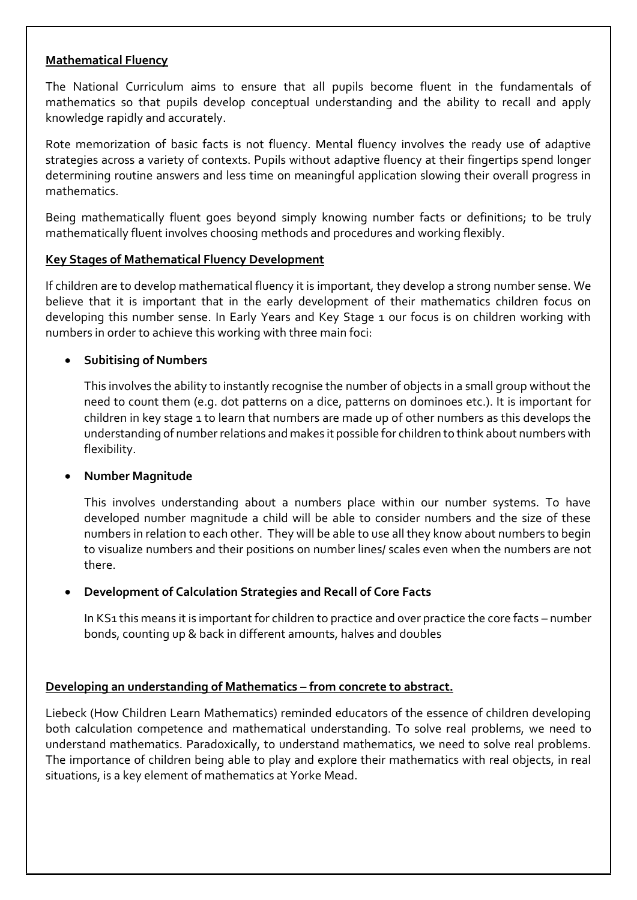**Mathematical Fluency**

The National Curriculum aims to ensure that all pupils become fluent in the fundamentals of mathematics so that pupils develop conceptual understanding and the ability to recall and apply knowledge rapidly and accurately.

Rote memorization of basic facts is not fluency. Mental fluency involves the ready use of adaptive strategies across a variety of contexts. Pupils without adaptive fluency at their fingertips spend longer determining routine answers and less time on meaningful application slowing their overall progress in mathematics.

Being mathematically fluent goes beyond simply knowing number facts or definitions; to be truly mathematically fluent involves choosing methods and procedures and working flexibly.

**Key Stages of Mathematical Fluency Development**

If children are to develop mathematical fluency it is important, they develop a strong number sense. We believe that it is important that in the early development of their mathematics children focus on developing this number sense. In Early Years and Key Stage 1 our focus is on children working with numbers in order to achieve this working with three main foci:

- **Subitising of Numbers**

  This involves the ability to instantly recognise the number of objects in a small group without the need to count them (e.g. dot patterns on a dice, patterns on dominoes etc.). It is important for children in key stage 1 to learn that numbers are made up of other numbers as this develops the understanding of number relations and makes it possible for children to think about numbers with flexibility.

- **Number Magnitude**

  This involves understanding about a numbers place within our number systems. To have developed number magnitude a child will be able to consider numbers and the size of these numbers in relation to each other. They will be able to use all they know about numbers to begin to visualize numbers and their positions on number lines/ scales even when the numbers are not there.

- **Development of Calculation Strategies and Recall of Core Facts**

  In KS1 this means it is important for children to practice and over practice the core facts – number bonds, counting up & back in different amounts, halves and doubles

**Developing an understanding of Mathematics – from concrete to abstract.**

Liebeck (How Children Learn Mathematics) reminded educators of the essence of children developing both calculation competence and mathematical understanding. To solve real problems, we need to understand mathematics. Paradoxically, to understand mathematics, we need to solve real problems. The importance of children being able to play and explore their mathematics with real objects, in real situations, is a key element of mathematics at Yorke Mead.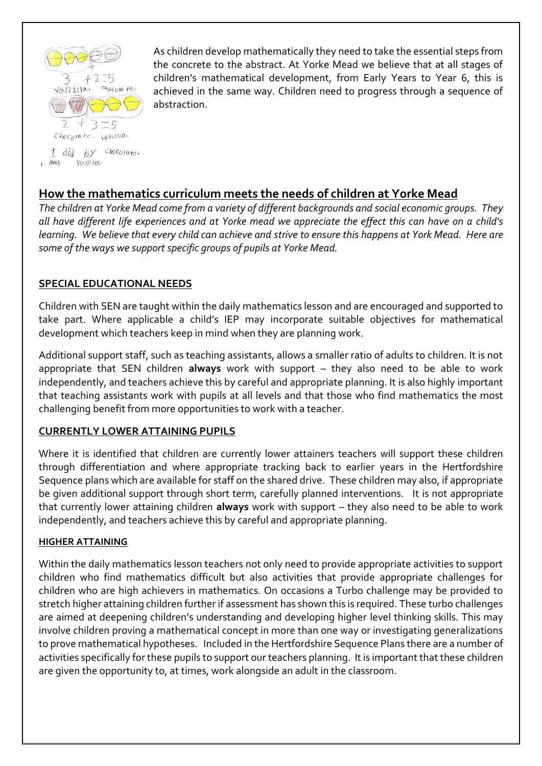As children develop mathematically they need to take the essential steps from the concrete to the abstract. At Yorke Mead we believe that at all stages of children's mathematical development, from Early Years to Year 6, this is achieved in the same way. Children need to progress through a sequence of abstraction.

## How the mathematics curriculum meets the needs of children at Yorke Mead

*The children at Yorke Mead come from a variety of different backgrounds and social economic groups. They all have different life experiences and at Yorke mead we appreciate the effect this can have on a child's learning. We believe that every child can achieve and strive to ensure this happens at York Mead. Here are some of the ways we support specific groups of pupils at Yorke Mead.*

### SPECIAL EDUCATIONAL NEEDS

Children with SEN are taught within the daily mathematics lesson and are encouraged and supported to take part. Where applicable a child's IEP may incorporate suitable objectives for mathematical development which teachers keep in mind when they are planning work.

Additional support staff, such as teaching assistants, allows a smaller ratio of adults to children. It is not appropriate that SEN children **always** work with support – they also need to be able to work independently, and teachers achieve this by careful and appropriate planning. It is also highly important that teaching assistants work with pupils at all levels and that those who find mathematics the most challenging benefit from more opportunities to work with a teacher.

### CURRENTLY LOWER ATTAINING PUPILS

Where it is identified that children are currently lower attainers teachers will support these children through differentiation and where appropriate tracking back to earlier years in the Hertfordshire Sequence plans which are available for staff on the shared drive. These children may also, if appropriate be given additional support through short term, carefully planned interventions. It is not appropriate that currently lower attaining children **always** work with support – they also need to be able to work independently, and teachers achieve this by careful and appropriate planning.

#### HIGHER ATTAINING

Within the daily mathematics lesson teachers not only need to provide appropriate activities to support children who find mathematics difficult but also activities that provide appropriate challenges for children who are high achievers in mathematics. On occasions a Turbo challenge may be provided to stretch higher attaining children further if assessment has shown this is required. These turbo challenges are aimed at deepening children's understanding and developing higher level thinking skills. This may involve children proving a mathematical concept in more than one way or investigating generalizations to prove mathematical hypotheses. Included in the Hertfordshire Sequence Plans there are a number of activities specifically for these pupils to support our teachers planning. It is important that these children are given the opportunity to, at times, work alongside an adult in the classroom.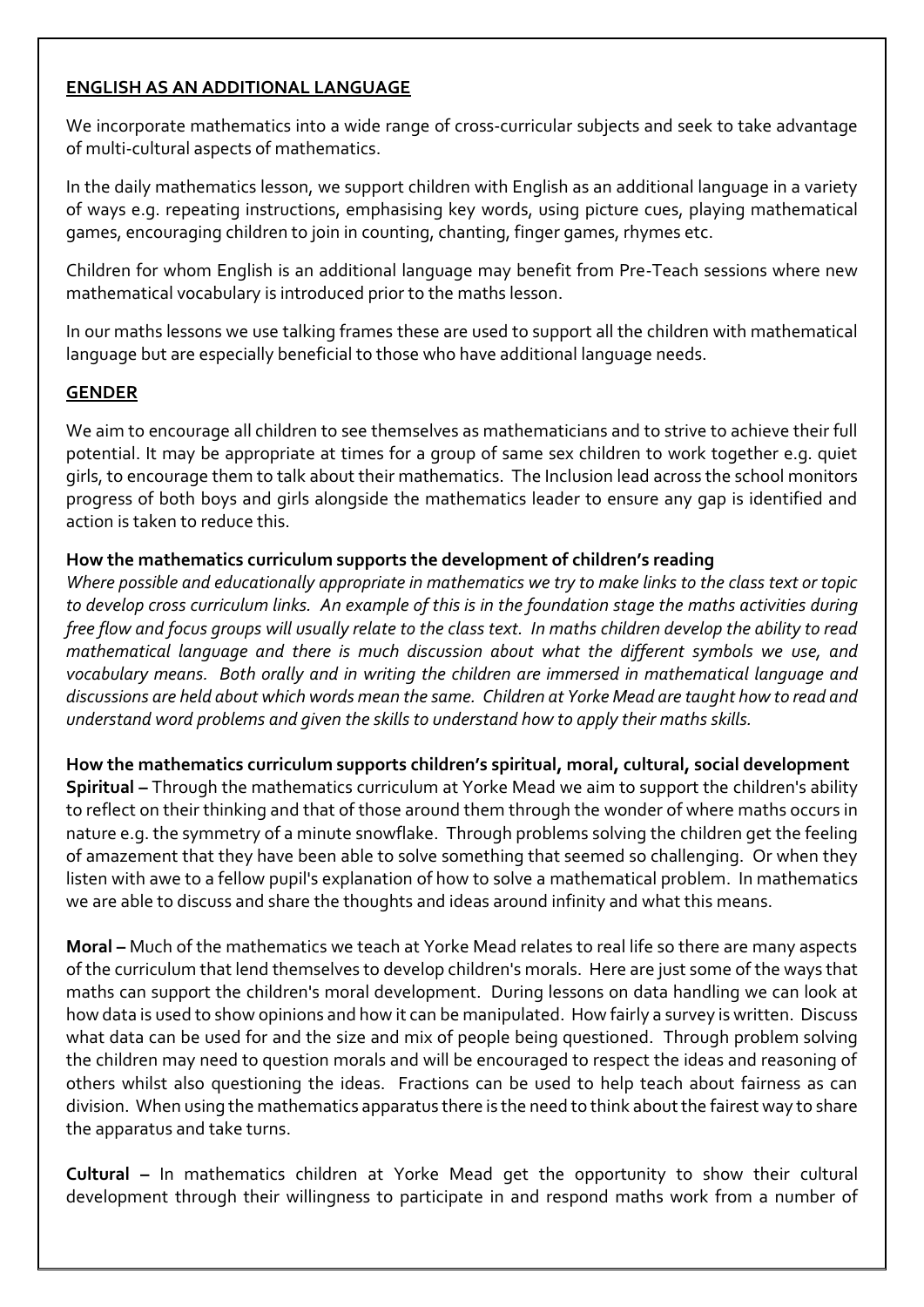## ENGLISH AS AN ADDITIONAL LANGUAGE

We incorporate mathematics into a wide range of cross-curricular subjects and seek to take advantage of multi-cultural aspects of mathematics.

In the daily mathematics lesson, we support children with English as an additional language in a variety of ways e.g. repeating instructions, emphasising key words, using picture cues, playing mathematical games, encouraging children to join in counting, chanting, finger games, rhymes etc.

Children for whom English is an additional language may benefit from Pre-Teach sessions where new mathematical vocabulary is introduced prior to the maths lesson.

In our maths lessons we use talking frames these are used to support all the children with mathematical language but are especially beneficial to those who have additional language needs.

## GENDER

We aim to encourage all children to see themselves as mathematicians and to strive to achieve their full potential. It may be appropriate at times for a group of same sex children to work together e.g. quiet girls, to encourage them to talk about their mathematics. The Inclusion lead across the school monitors progress of both boys and girls alongside the mathematics leader to ensure any gap is identified and action is taken to reduce this.

### How the mathematics curriculum supports the development of children's reading

*Where possible and educationally appropriate in mathematics we try to make links to the class text or topic to develop cross curriculum links. An example of this is in the foundation stage the maths activities during free flow and focus groups will usually relate to the class text. In maths children develop the ability to read mathematical language and there is much discussion about what the different symbols we use, and vocabulary means. Both orally and in writing the children are immersed in mathematical language and discussions are held about which words mean the same. Children at Yorke Mead are taught how to read and understand word problems and given the skills to understand how to apply their maths skills.*

### How the mathematics curriculum supports children's spiritual, moral, cultural, social development

**Spiritual –** Through the mathematics curriculum at Yorke Mead we aim to support the children's ability to reflect on their thinking and that of those around them through the wonder of where maths occurs in nature e.g. the symmetry of a minute snowflake. Through problems solving the children get the feeling of amazement that they have been able to solve something that seemed so challenging. Or when they listen with awe to a fellow pupil's explanation of how to solve a mathematical problem. In mathematics we are able to discuss and share the thoughts and ideas around infinity and what this means.

**Moral –** Much of the mathematics we teach at Yorke Mead relates to real life so there are many aspects of the curriculum that lend themselves to develop children's morals. Here are just some of the ways that maths can support the children's moral development. During lessons on data handling we can look at how data is used to show opinions and how it can be manipulated. How fairly a survey is written. Discuss what data can be used for and the size and mix of people being questioned. Through problem solving the children may need to question morals and will be encouraged to respect the ideas and reasoning of others whilst also questioning the ideas. Fractions can be used to help teach about fairness as can division. When using the mathematics apparatus there is the need to think about the fairest way to share the apparatus and take turns.

**Cultural –** In mathematics children at Yorke Mead get the opportunity to show their cultural development through their willingness to participate in and respond maths work from a number of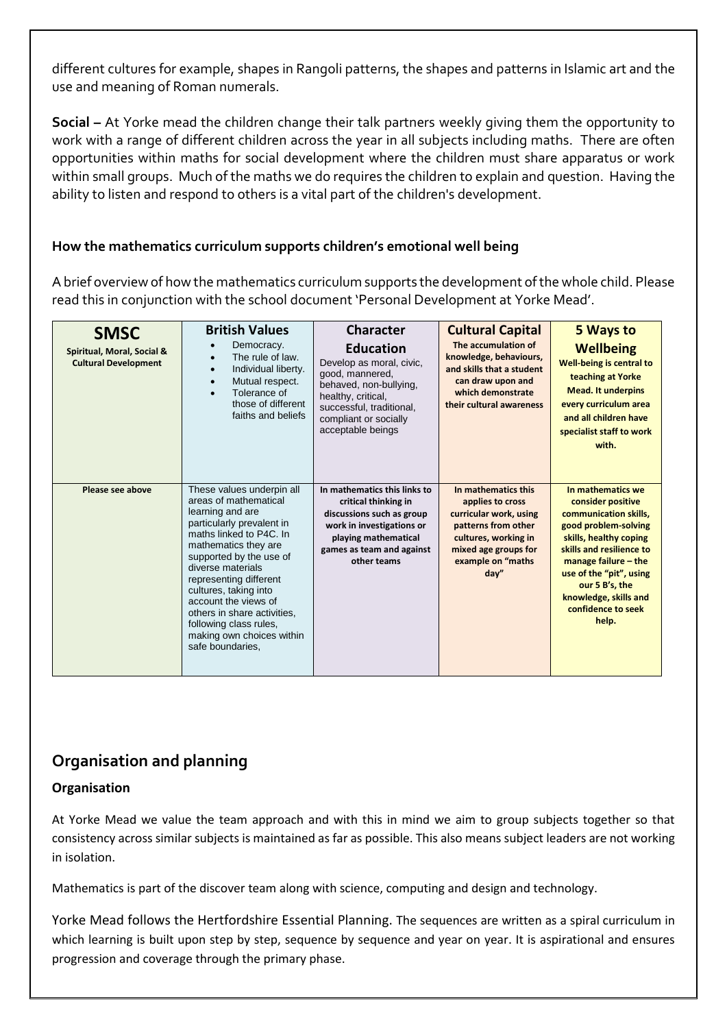different cultures for example, shapes in Rangoli patterns, the shapes and patterns in Islamic art and the use and meaning of Roman numerals.

**Social –** At Yorke mead the children change their talk partners weekly giving them the opportunity to work with a range of different children across the year in all subjects including maths. There are often opportunities within maths for social development where the children must share apparatus or work within small groups. Much of the maths we do requires the children to explain and question. Having the ability to listen and respond to others is a vital part of the children's development.

### How the mathematics curriculum supports children's emotional well being

A brief overview of how the mathematics curriculum supports the development of the whole child. Please read this in conjunction with the school document 'Personal Development at Yorke Mead'.

| **SMSC** **Spiritual, Moral, Social & Cultural Development** | **British Values** <br>• Democracy. <br>• The rule of law. <br>• Individual liberty. <br>• Mutual respect. <br>• Tolerance of those of different faiths and beliefs | **Character Education** Develop as moral, civic, good, mannered, behaved, non-bullying, healthy, critical, successful, traditional, compliant or socially acceptable beings | **Cultural Capital** **The accumulation of knowledge, behaviours, and skills that a student can draw upon and which demonstrate their cultural awareness** | **5 Ways to Wellbeing** **Well-being is central to teaching at Yorke Mead. It underpins every curriculum area and all children have specialist staff to work with.** |
|---|---|---|---|---|
| **Please see above** | These values underpin all areas of mathematical learning and are particularly prevalent in maths linked to P4C. In mathematics they are supported by the use of diverse materials representing different cultures, taking into account the views of others in share activities, following class rules, making own choices within safe boundaries, | **In mathematics this links to critical thinking in discussions such as group work in investigations or playing mathematical games as team and against other teams** | **In mathematics this applies to cross curricular work, using patterns from other cultures, working in mixed age groups for example on "maths day"** | **In mathematics we consider positive communication skills, good problem-solving skills, healthy coping skills and resilience to manage failure – the use of the "pit", using our 5 B's, the knowledge, skills and confidence to seek help.** |

## Organisation and planning

### Organisation

At Yorke Mead we value the team approach and with this in mind we aim to group subjects together so that consistency across similar subjects is maintained as far as possible. This also means subject leaders are not working in isolation.

Mathematics is part of the discover team along with science, computing and design and technology.

Yorke Mead follows the Hertfordshire Essential Planning. The sequences are written as a spiral curriculum in which learning is built upon step by step, sequence by sequence and year on year. It is aspirational and ensures progression and coverage through the primary phase.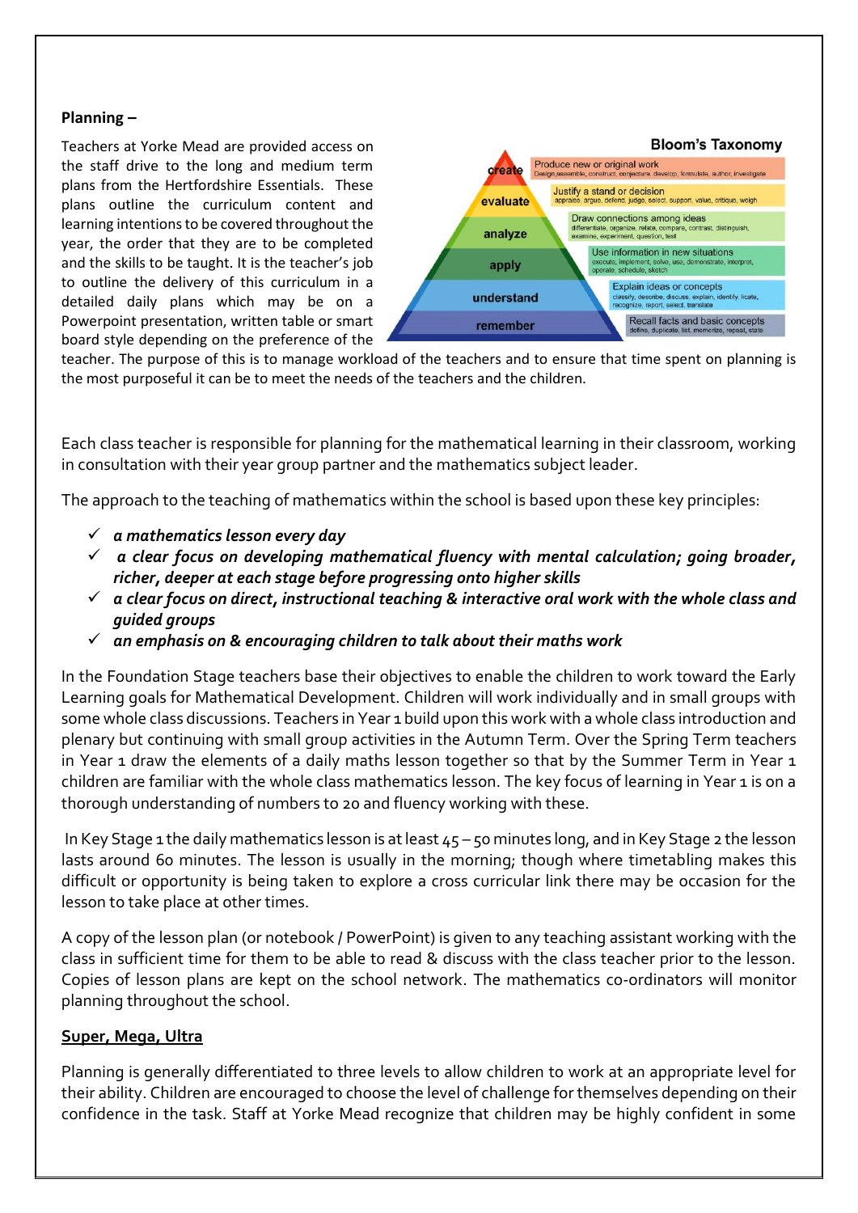**Planning –**

Teachers at Yorke Mead are provided access on the staff drive to the long and medium term plans from the Hertfordshire Essentials. These plans outline the curriculum content and learning intentions to be covered throughout the year, the order that they are to be completed and the skills to be taught. It is the teacher's job to outline the delivery of this curriculum in a detailed daily plans which may be on a Powerpoint presentation, written table or smart board style depending on the preference of the teacher. The purpose of this is to manage workload of the teachers and to ensure that time spent on planning is the most purposeful it can be to meet the needs of the teachers and the children.

**Bloom's Taxonomy**

| Level | Description |
|---|---|
| create | Produce new or original work<br>Design, assemble, construct, conjecture, develop, formulate, author, investigate |
| evaluate | Justify a stand or decision<br>appraise, argue, defend, judge, select, support, value, critique, weigh |
| analyze | Draw connections among ideas<br>differentiate, organize, relate, compare, contrast, distinguish, examine, experiment, question, test |
| apply | Use information in new situations<br>execute, implement, solve, use, demonstrate, interpret, operate, schedule, sketch |
| understand | Explain ideas or concepts<br>classify, describe, discuss, explain, identify, locate, recognize, report, select, translate |
| remember | Recall facts and basic concepts<br>define, duplicate, list, memorize, repeat, state |

Each class teacher is responsible for planning for the mathematical learning in their classroom, working in consultation with their year group partner and the mathematics subject leader.

The approach to the teaching of mathematics within the school is based upon these key principles:

- ✓ ***a mathematics lesson every day***
- ✓ ***a clear focus on developing mathematical fluency with mental calculation; going broader, richer, deeper at each stage before progressing onto higher skills***
- ✓ ***a clear focus on direct, instructional teaching & interactive oral work with the whole class and guided groups***
- ✓ ***an emphasis on & encouraging children to talk about their maths work***

In the Foundation Stage teachers base their objectives to enable the children to work toward the Early Learning goals for Mathematical Development. Children will work individually and in small groups with some whole class discussions. Teachers in Year 1 build upon this work with a whole class introduction and plenary but continuing with small group activities in the Autumn Term. Over the Spring Term teachers in Year 1 draw the elements of a daily maths lesson together so that by the Summer Term in Year 1 children are familiar with the whole class mathematics lesson. The key focus of learning in Year 1 is on a thorough understanding of numbers to 20 and fluency working with these.

In Key Stage 1 the daily mathematics lesson is at least 45 – 50 minutes long, and in Key Stage 2 the lesson lasts around 60 minutes. The lesson is usually in the morning; though where timetabling makes this difficult or opportunity is being taken to explore a cross curricular link there may be occasion for the lesson to take place at other times.

A copy of the lesson plan (or notebook / PowerPoint) is given to any teaching assistant working with the class in sufficient time for them to be able to read & discuss with the class teacher prior to the lesson. Copies of lesson plans are kept on the school network. The mathematics co-ordinators will monitor planning throughout the school.

**Super, Mega, Ultra**

Planning is generally differentiated to three levels to allow children to work at an appropriate level for their ability. Children are encouraged to choose the level of challenge for themselves depending on their confidence in the task. Staff at Yorke Mead recognize that children may be highly confident in some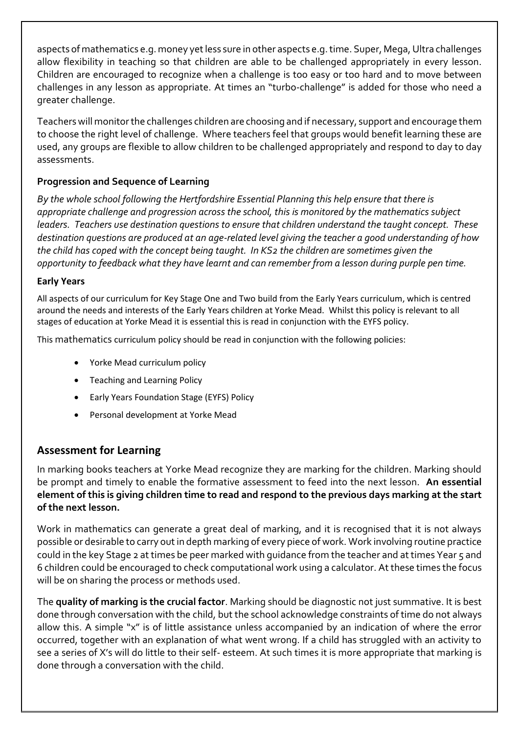aspects of mathematics e.g. money yet less sure in other aspects e.g. time. Super, Mega, Ultra challenges allow flexibility in teaching so that children are able to be challenged appropriately in every lesson. Children are encouraged to recognize when a challenge is too easy or too hard and to move between challenges in any lesson as appropriate. At times an "turbo-challenge" is added for those who need a greater challenge.

Teachers will monitor the challenges children are choosing and if necessary, support and encourage them to choose the right level of challenge. Where teachers feel that groups would benefit learning these are used, any groups are flexible to allow children to be challenged appropriately and respond to day to day assessments.

### Progression and Sequence of Learning

*By the whole school following the Hertfordshire Essential Planning this help ensure that there is appropriate challenge and progression across the school, this is monitored by the mathematics subject leaders. Teachers use destination questions to ensure that children understand the taught concept. These destination questions are produced at an age-related level giving the teacher a good understanding of how the child has coped with the concept being taught. In KS2 the children are sometimes given the opportunity to feedback what they have learnt and can remember from a lesson during purple pen time.*

### Early Years

All aspects of our curriculum for Key Stage One and Two build from the Early Years curriculum, which is centred around the needs and interests of the Early Years children at Yorke Mead. Whilst this policy is relevant to all stages of education at Yorke Mead it is essential this is read in conjunction with the EYFS policy.

This mathematics curriculum policy should be read in conjunction with the following policies:

- Yorke Mead curriculum policy
- Teaching and Learning Policy
- Early Years Foundation Stage (EYFS) Policy
- Personal development at Yorke Mead

## Assessment for Learning

In marking books teachers at Yorke Mead recognize they are marking for the children. Marking should be prompt and timely to enable the formative assessment to feed into the next lesson. **An essential element of this is giving children time to read and respond to the previous days marking at the start of the next lesson.**

Work in mathematics can generate a great deal of marking, and it is recognised that it is not always possible or desirable to carry out in depth marking of every piece of work. Work involving routine practice could in the key Stage 2 at times be peer marked with guidance from the teacher and at times Year 5 and 6 children could be encouraged to check computational work using a calculator. At these times the focus will be on sharing the process or methods used.

The **quality of marking is the crucial factor**. Marking should be diagnostic not just summative. It is best done through conversation with the child, but the school acknowledge constraints of time do not always allow this. A simple "x" is of little assistance unless accompanied by an indication of where the error occurred, together with an explanation of what went wrong. If a child has struggled with an activity to see a series of X's will do little to their self- esteem. At such times it is more appropriate that marking is done through a conversation with the child.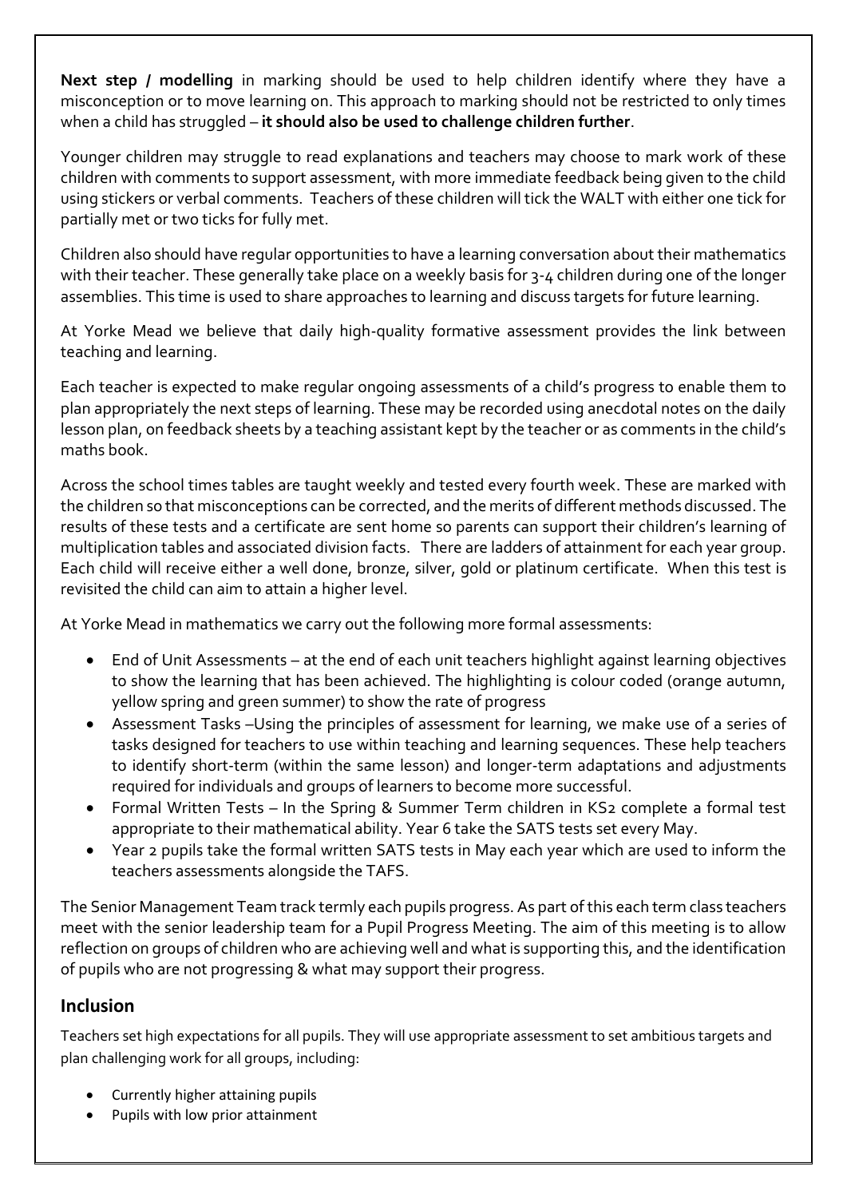**Next step / modelling** in marking should be used to help children identify where they have a misconception or to move learning on. This approach to marking should not be restricted to only times when a child has struggled – **it should also be used to challenge children further**.

Younger children may struggle to read explanations and teachers may choose to mark work of these children with comments to support assessment, with more immediate feedback being given to the child using stickers or verbal comments. Teachers of these children will tick the WALT with either one tick for partially met or two ticks for fully met.

Children also should have regular opportunities to have a learning conversation about their mathematics with their teacher. These generally take place on a weekly basis for 3-4 children during one of the longer assemblies. This time is used to share approaches to learning and discuss targets for future learning.

At Yorke Mead we believe that daily high-quality formative assessment provides the link between teaching and learning.

Each teacher is expected to make regular ongoing assessments of a child's progress to enable them to plan appropriately the next steps of learning. These may be recorded using anecdotal notes on the daily lesson plan, on feedback sheets by a teaching assistant kept by the teacher or as comments in the child's maths book.

Across the school times tables are taught weekly and tested every fourth week. These are marked with the children so that misconceptions can be corrected, and the merits of different methods discussed. The results of these tests and a certificate are sent home so parents can support their children's learning of multiplication tables and associated division facts. There are ladders of attainment for each year group. Each child will receive either a well done, bronze, silver, gold or platinum certificate. When this test is revisited the child can aim to attain a higher level.

At Yorke Mead in mathematics we carry out the following more formal assessments:

- End of Unit Assessments – at the end of each unit teachers highlight against learning objectives to show the learning that has been achieved. The highlighting is colour coded (orange autumn, yellow spring and green summer) to show the rate of progress
- Assessment Tasks –Using the principles of assessment for learning, we make use of a series of tasks designed for teachers to use within teaching and learning sequences. These help teachers to identify short-term (within the same lesson) and longer-term adaptations and adjustments required for individuals and groups of learners to become more successful.
- Formal Written Tests – In the Spring & Summer Term children in KS2 complete a formal test appropriate to their mathematical ability. Year 6 take the SATS tests set every May.
- Year 2 pupils take the formal written SATS tests in May each year which are used to inform the teachers assessments alongside the TAFS.

The Senior Management Team track termly each pupils progress. As part of this each term class teachers meet with the senior leadership team for a Pupil Progress Meeting. The aim of this meeting is to allow reflection on groups of children who are achieving well and what is supporting this, and the identification of pupils who are not progressing & what may support their progress.

## Inclusion

Teachers set high expectations for all pupils. They will use appropriate assessment to set ambitious targets and plan challenging work for all groups, including:

- Currently higher attaining pupils
- Pupils with low prior attainment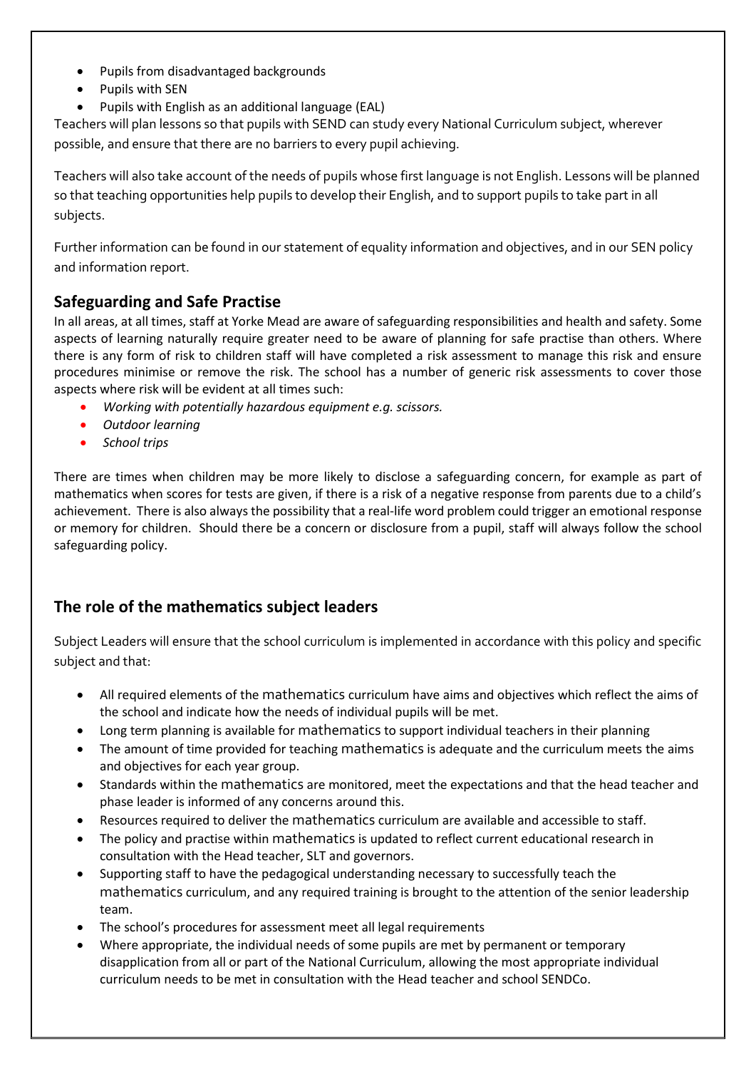- Pupils from disadvantaged backgrounds
- Pupils with SEN
- Pupils with English as an additional language (EAL)

Teachers will plan lessons so that pupils with SEND can study every National Curriculum subject, wherever possible, and ensure that there are no barriers to every pupil achieving.

Teachers will also take account of the needs of pupils whose first language is not English. Lessons will be planned so that teaching opportunities help pupils to develop their English, and to support pupils to take part in all subjects.

Further information can be found in our statement of equality information and objectives, and in our SEN policy and information report.

## Safeguarding and Safe Practise

In all areas, at all times, staff at Yorke Mead are aware of safeguarding responsibilities and health and safety. Some aspects of learning naturally require greater need to be aware of planning for safe practise than others. Where there is any form of risk to children staff will have completed a risk assessment to manage this risk and ensure procedures minimise or remove the risk. The school has a number of generic risk assessments to cover those aspects where risk will be evident at all times such:

- *Working with potentially hazardous equipment e.g. scissors.*
- *Outdoor learning*
- *School trips*

There are times when children may be more likely to disclose a safeguarding concern, for example as part of mathematics when scores for tests are given, if there is a risk of a negative response from parents due to a child's achievement. There is also always the possibility that a real-life word problem could trigger an emotional response or memory for children. Should there be a concern or disclosure from a pupil, staff will always follow the school safeguarding policy.

## The role of the mathematics subject leaders

Subject Leaders will ensure that the school curriculum is implemented in accordance with this policy and specific subject and that:

- All required elements of the mathematics curriculum have aims and objectives which reflect the aims of the school and indicate how the needs of individual pupils will be met.
- Long term planning is available for mathematics to support individual teachers in their planning
- The amount of time provided for teaching mathematics is adequate and the curriculum meets the aims and objectives for each year group.
- Standards within the mathematics are monitored, meet the expectations and that the head teacher and phase leader is informed of any concerns around this.
- Resources required to deliver the mathematics curriculum are available and accessible to staff.
- The policy and practise within mathematics is updated to reflect current educational research in consultation with the Head teacher, SLT and governors.
- Supporting staff to have the pedagogical understanding necessary to successfully teach the mathematics curriculum, and any required training is brought to the attention of the senior leadership team.
- The school's procedures for assessment meet all legal requirements
- Where appropriate, the individual needs of some pupils are met by permanent or temporary disapplication from all or part of the National Curriculum, allowing the most appropriate individual curriculum needs to be met in consultation with the Head teacher and school SENDCo.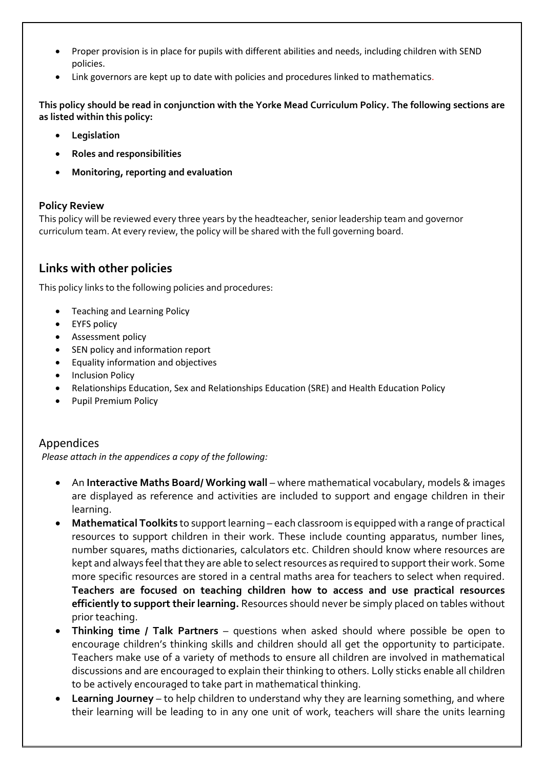- Proper provision is in place for pupils with different abilities and needs, including children with SEND policies.
- Link governors are kept up to date with policies and procedures linked to mathematics.

**This policy should be read in conjunction with the Yorke Mead Curriculum Policy. The following sections are as listed within this policy:**

- **Legislation**
- **Roles and responsibilities**
- **Monitoring, reporting and evaluation**

**Policy Review**

This policy will be reviewed every three years by the headteacher, senior leadership team and governor curriculum team. At every review, the policy will be shared with the full governing board.

## Links with other policies

This policy links to the following policies and procedures:

- Teaching and Learning Policy
- EYFS policy
- Assessment policy
- SEN policy and information report
- Equality information and objectives
- Inclusion Policy
- Relationships Education, Sex and Relationships Education (SRE) and Health Education Policy
- Pupil Premium Policy

## Appendices

*Please attach in the appendices a copy of the following:*

- An **Interactive Maths Board/ Working wall** – where mathematical vocabulary, models & images are displayed as reference and activities are included to support and engage children in their learning.
- **Mathematical Toolkits** to support learning – each classroom is equipped with a range of practical resources to support children in their work. These include counting apparatus, number lines, number squares, maths dictionaries, calculators etc. Children should know where resources are kept and always feel that they are able to select resources as required to support their work. Some more specific resources are stored in a central maths area for teachers to select when required. **Teachers are focused on teaching children how to access and use practical resources efficiently to support their learning.** Resources should never be simply placed on tables without prior teaching.
- **Thinking time / Talk Partners** – questions when asked should where possible be open to encourage children's thinking skills and children should all get the opportunity to participate. Teachers make use of a variety of methods to ensure all children are involved in mathematical discussions and are encouraged to explain their thinking to others. Lolly sticks enable all children to be actively encouraged to take part in mathematical thinking.
- **Learning Journey** – to help children to understand why they are learning something, and where their learning will be leading to in any one unit of work, teachers will share the units learning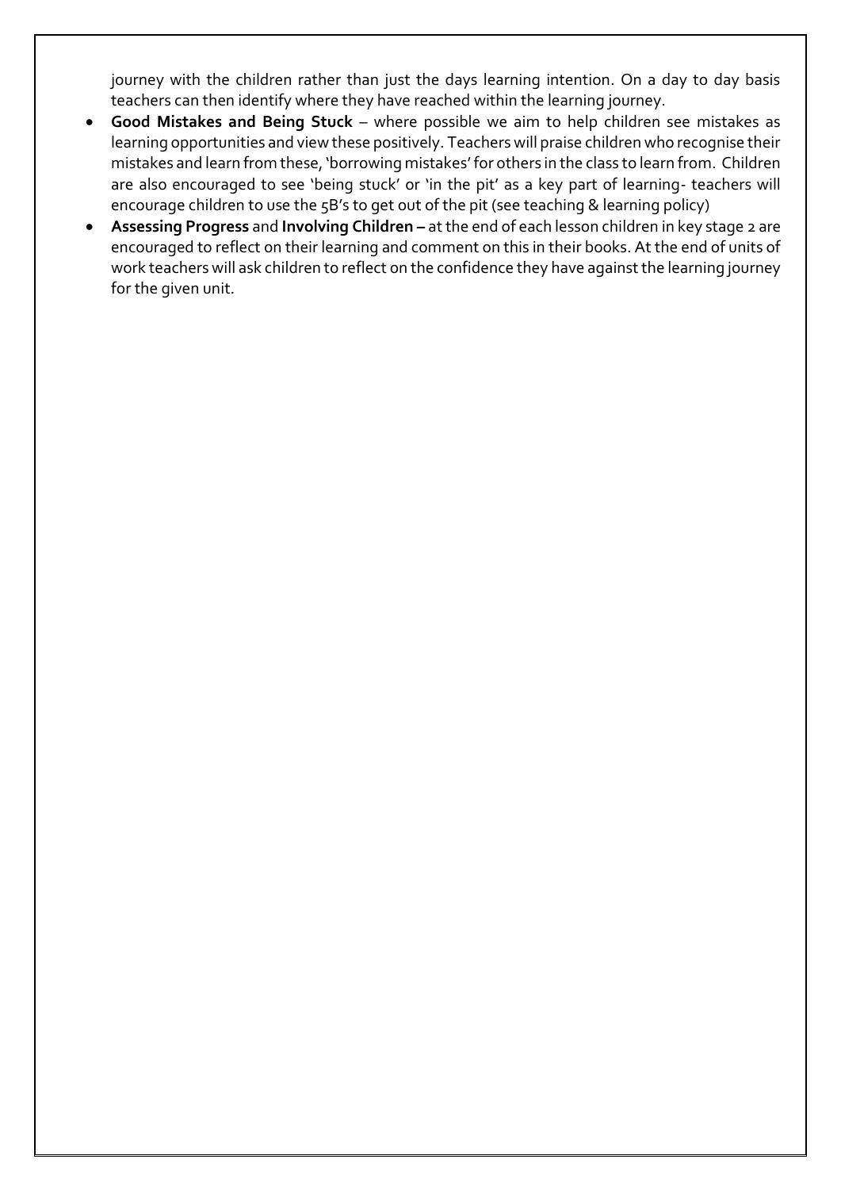journey with the children rather than just the days learning intention. On a day to day basis teachers can then identify where they have reached within the learning journey.

- **Good Mistakes and Being Stuck** – where possible we aim to help children see mistakes as learning opportunities and view these positively. Teachers will praise children who recognise their mistakes and learn from these, 'borrowing mistakes' for others in the class to learn from. Children are also encouraged to see 'being stuck' or 'in the pit' as a key part of learning- teachers will encourage children to use the 5B's to get out of the pit (see teaching & learning policy)
- **Assessing Progress** and **Involving Children –** at the end of each lesson children in key stage 2 are encouraged to reflect on their learning and comment on this in their books. At the end of units of work teachers will ask children to reflect on the confidence they have against the learning journey for the given unit.